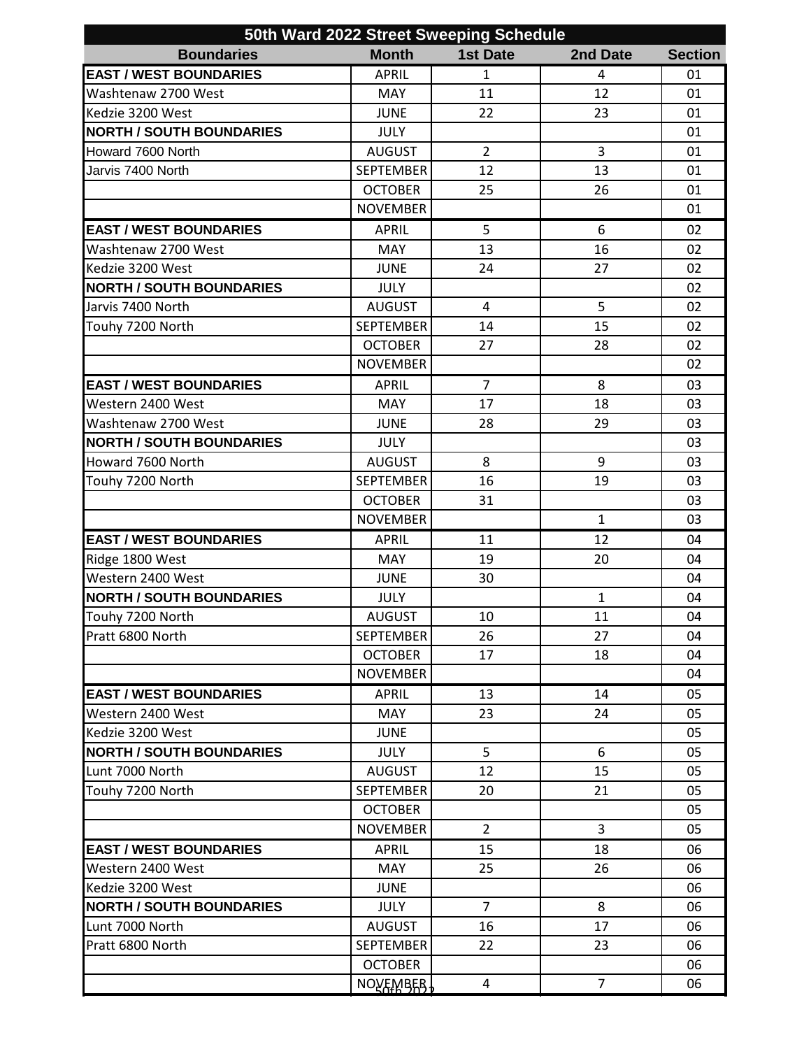| 50th Ward 2022 Street Sweeping Schedule | | | | |
|---|---|---|---|---|
| **Boundaries** | **Month** | **1st Date** | **2nd Date** | **Section** |
| **EAST / WEST BOUNDARIES** | APRIL | 1 | 4 | 01 |
| Washtenaw 2700 West | MAY | 11 | 12 | 01 |
| Kedzie 3200 West | JUNE | 22 | 23 | 01 |
| **NORTH / SOUTH BOUNDARIES** | JULY | | | 01 |
| Howard 7600 North | AUGUST | 2 | 3 | 01 |
| Jarvis 7400 North | SEPTEMBER | 12 | 13 | 01 |
| | OCTOBER | 25 | 26 | 01 |
| | NOVEMBER | | | 01 |
| **EAST / WEST BOUNDARIES** | APRIL | 5 | 6 | 02 |
| Washtenaw 2700 West | MAY | 13 | 16 | 02 |
| Kedzie 3200 West | JUNE | 24 | 27 | 02 |
| **NORTH / SOUTH BOUNDARIES** | JULY | | | 02 |
| Jarvis 7400 North | AUGUST | 4 | 5 | 02 |
| Touhy 7200 North | SEPTEMBER | 14 | 15 | 02 |
| | OCTOBER | 27 | 28 | 02 |
| | NOVEMBER | | | 02 |
| **EAST / WEST BOUNDARIES** | APRIL | 7 | 8 | 03 |
| Western 2400 West | MAY | 17 | 18 | 03 |
| Washtenaw 2700 West | JUNE | 28 | 29 | 03 |
| **NORTH / SOUTH BOUNDARIES** | JULY | | | 03 |
| Howard 7600 North | AUGUST | 8 | 9 | 03 |
| Touhy 7200 North | SEPTEMBER | 16 | 19 | 03 |
| | OCTOBER | 31 | | 03 |
| | NOVEMBER | | 1 | 03 |
| **EAST / WEST BOUNDARIES** | APRIL | 11 | 12 | 04 |
| Ridge 1800 West | MAY | 19 | 20 | 04 |
| Western 2400 West | JUNE | 30 | | 04 |
| **NORTH / SOUTH BOUNDARIES** | JULY | | 1 | 04 |
| Touhy 7200 North | AUGUST | 10 | 11 | 04 |
| Pratt 6800 North | SEPTEMBER | 26 | 27 | 04 |
| | OCTOBER | 17 | 18 | 04 |
| | NOVEMBER | | | 04 |
| **EAST / WEST BOUNDARIES** | APRIL | 13 | 14 | 05 |
| Western 2400 West | MAY | 23 | 24 | 05 |
| Kedzie 3200 West | JUNE | | | 05 |
| **NORTH / SOUTH BOUNDARIES** | JULY | 5 | 6 | 05 |
| Lunt 7000 North | AUGUST | 12 | 15 | 05 |
| Touhy 7200 North | SEPTEMBER | 20 | 21 | 05 |
| | OCTOBER | | | 05 |
| | NOVEMBER | 2 | 3 | 05 |
| **EAST / WEST BOUNDARIES** | APRIL | 15 | 18 | 06 |
| Western 2400 West | MAY | 25 | 26 | 06 |
| Kedzie 3200 West | JUNE | | | 06 |
| **NORTH / SOUTH BOUNDARIES** | JULY | 7 | 8 | 06 |
| Lunt 7000 North | AUGUST | 16 | 17 | 06 |
| Pratt 6800 North | SEPTEMBER | 22 | 23 | 06 |
| | OCTOBER | | | 06 |
| | NOVEMBER | 4 | 7 | 06 |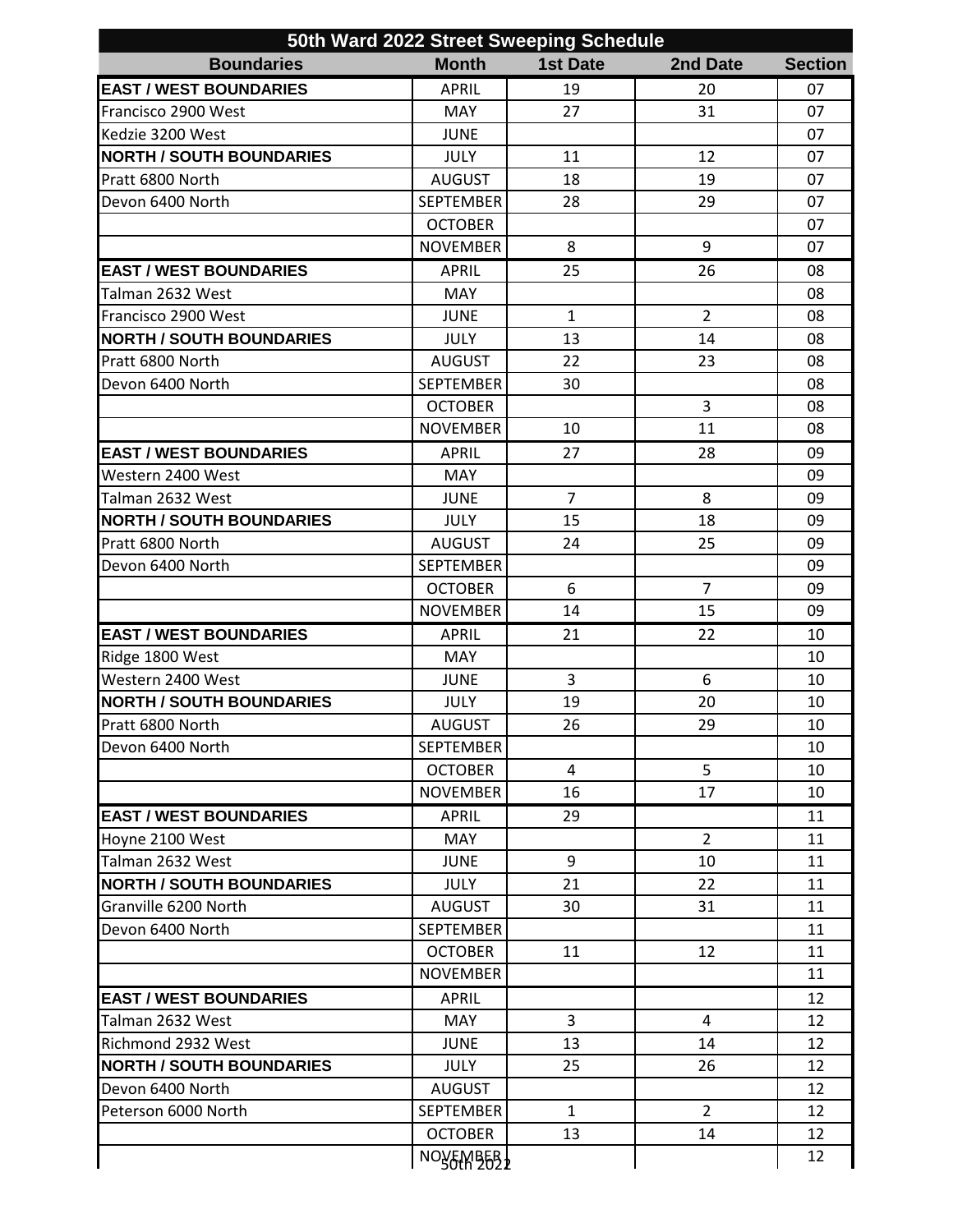| 50th Ward 2022 Street Sweeping Schedule | | | | |
|---|---|---|---|---|
| **Boundaries** | **Month** | **1st Date** | **2nd Date** | **Section** |
| **EAST / WEST BOUNDARIES** | APRIL | 19 | 20 | 07 |
| Francisco 2900 West | MAY | 27 | 31 | 07 |
| Kedzie 3200 West | JUNE | | | 07 |
| **NORTH / SOUTH BOUNDARIES** | JULY | 11 | 12 | 07 |
| Pratt 6800 North | AUGUST | 18 | 19 | 07 |
| Devon 6400 North | SEPTEMBER | 28 | 29 | 07 |
| | OCTOBER | | | 07 |
| | NOVEMBER | 8 | 9 | 07 |
| **EAST / WEST BOUNDARIES** | APRIL | 25 | 26 | 08 |
| Talman 2632 West | MAY | | | 08 |
| Francisco 2900 West | JUNE | 1 | 2 | 08 |
| **NORTH / SOUTH BOUNDARIES** | JULY | 13 | 14 | 08 |
| Pratt 6800 North | AUGUST | 22 | 23 | 08 |
| Devon 6400 North | SEPTEMBER | 30 | | 08 |
| | OCTOBER | | 3 | 08 |
| | NOVEMBER | 10 | 11 | 08 |
| **EAST / WEST BOUNDARIES** | APRIL | 27 | 28 | 09 |
| Western 2400 West | MAY | | | 09 |
| Talman 2632 West | JUNE | 7 | 8 | 09 |
| **NORTH / SOUTH BOUNDARIES** | JULY | 15 | 18 | 09 |
| Pratt 6800 North | AUGUST | 24 | 25 | 09 |
| Devon 6400 North | SEPTEMBER | | | 09 |
| | OCTOBER | 6 | 7 | 09 |
| | NOVEMBER | 14 | 15 | 09 |
| **EAST / WEST BOUNDARIES** | APRIL | 21 | 22 | 10 |
| Ridge 1800 West | MAY | | | 10 |
| Western 2400 West | JUNE | 3 | 6 | 10 |
| **NORTH / SOUTH BOUNDARIES** | JULY | 19 | 20 | 10 |
| Pratt 6800 North | AUGUST | 26 | 29 | 10 |
| Devon 6400 North | SEPTEMBER | | | 10 |
| | OCTOBER | 4 | 5 | 10 |
| | NOVEMBER | 16 | 17 | 10 |
| **EAST / WEST BOUNDARIES** | APRIL | 29 | | 11 |
| Hoyne 2100 West | MAY | | 2 | 11 |
| Talman 2632 West | JUNE | 9 | 10 | 11 |
| **NORTH / SOUTH BOUNDARIES** | JULY | 21 | 22 | 11 |
| Granville 6200 North | AUGUST | 30 | 31 | 11 |
| Devon 6400 North | SEPTEMBER | | | 11 |
| | OCTOBER | 11 | 12 | 11 |
| | NOVEMBER | | | 11 |
| **EAST / WEST BOUNDARIES** | APRIL | | | 12 |
| Talman 2632 West | MAY | 3 | 4 | 12 |
| Richmond 2932 West | JUNE | 13 | 14 | 12 |
| **NORTH / SOUTH BOUNDARIES** | JULY | 25 | 26 | 12 |
| Devon 6400 North | AUGUST | | | 12 |
| Peterson 6000 North | SEPTEMBER | 1 | 2 | 12 |
| | OCTOBER | 13 | 14 | 12 |
| | NOVEMBER | | | 12 |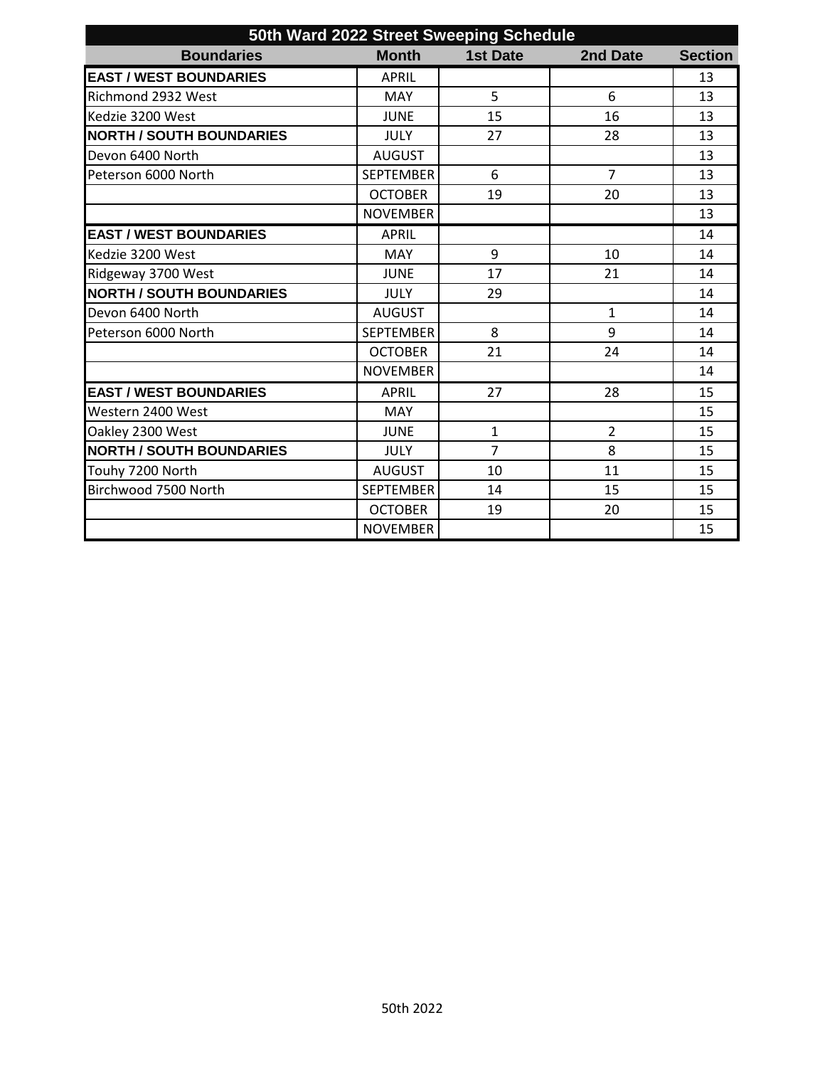| 50th Ward 2022 Street Sweeping Schedule | | | | |
|---|---|---|---|---|
| **Boundaries** | **Month** | **1st Date** | **2nd Date** | **Section** |
| **EAST / WEST BOUNDARIES** | APRIL | | | 13 |
| Richmond 2932 West | MAY | 5 | 6 | 13 |
| Kedzie 3200 West | JUNE | 15 | 16 | 13 |
| **NORTH / SOUTH BOUNDARIES** | JULY | 27 | 28 | 13 |
| Devon 6400 North | AUGUST | | | 13 |
| Peterson 6000 North | SEPTEMBER | 6 | 7 | 13 |
| | OCTOBER | 19 | 20 | 13 |
| | NOVEMBER | | | 13 |
| **EAST / WEST BOUNDARIES** | APRIL | | | 14 |
| Kedzie 3200 West | MAY | 9 | 10 | 14 |
| Ridgeway 3700 West | JUNE | 17 | 21 | 14 |
| **NORTH / SOUTH BOUNDARIES** | JULY | 29 | | 14 |
| Devon 6400 North | AUGUST | | 1 | 14 |
| Peterson 6000 North | SEPTEMBER | 8 | 9 | 14 |
| | OCTOBER | 21 | 24 | 14 |
| | NOVEMBER | | | 14 |
| **EAST / WEST BOUNDARIES** | APRIL | 27 | 28 | 15 |
| Western 2400 West | MAY | | | 15 |
| Oakley 2300 West | JUNE | 1 | 2 | 15 |
| **NORTH / SOUTH BOUNDARIES** | JULY | 7 | 8 | 15 |
| Touhy 7200 North | AUGUST | 10 | 11 | 15 |
| Birchwood 7500 North | SEPTEMBER | 14 | 15 | 15 |
| | OCTOBER | 19 | 20 | 15 |
| | NOVEMBER | | | 15 |